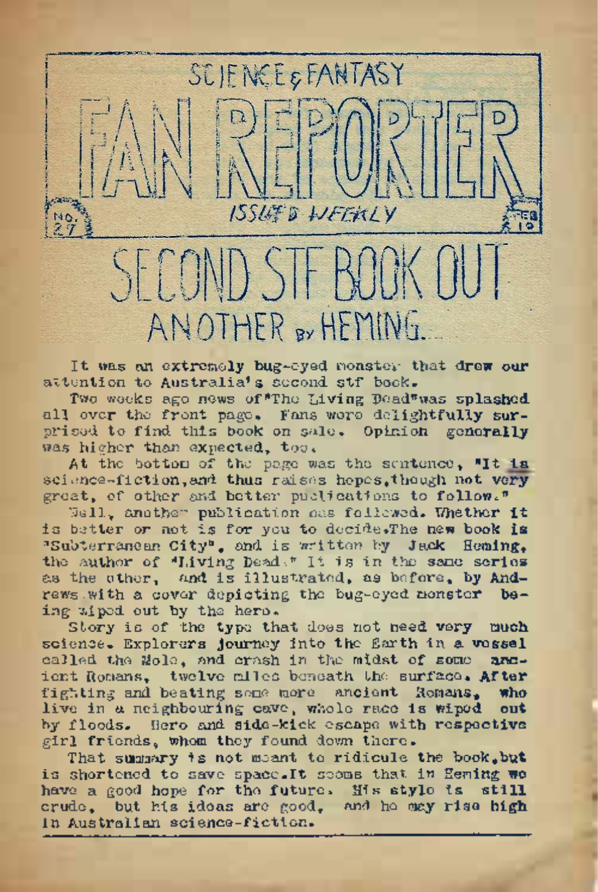# SCIENCE & FANTASY FAN REPORTER

ISSUED WEEKLY

No. 27 — FEB 10

# SECOND STF BOOK OUT

## ANOTHER BY HEMING...

It was an extremely bug-eyed monster that drew our attention to Australia's second stf book.

Two weeks ago news of "The Living Dead" was splashed all over the front page. Fans were delightfully surprised to find this book on sale. Opinion generally was higher than expected, too.

At the bottom of the page was the sentence, "It is science-fiction, and thus raises hopes, though not very great, of other and better publications to follow."

Well, another publication has followed. Whether it is better or not is for you to decide. The new book is "Subterranean City", and is written by Jack Heming, the author of "Living Dead." It is in the same series as the other, and is illustrated, as before, by Andrews with a cover depicting the bug-eyed monster being wiped out by the hero.

Story is of the type that does not need very much science. Explorers journey into the Earth in a vessel called the Mole, and crash in the midst of some ancient Romans, twelve miles beneath the surface. After fighting and beating some more ancient Romans, who live in a neighbouring cave, whole race is wiped out by floods. Hero and side-kick escape with respective girl friends, whom they found down there.

That summary is not meant to ridicule the book, but is shortened to save space. It seems that in Heming we have a good hope for the future. His style is still crude, but his ideas are good, and he may rise high in Australian science-fiction.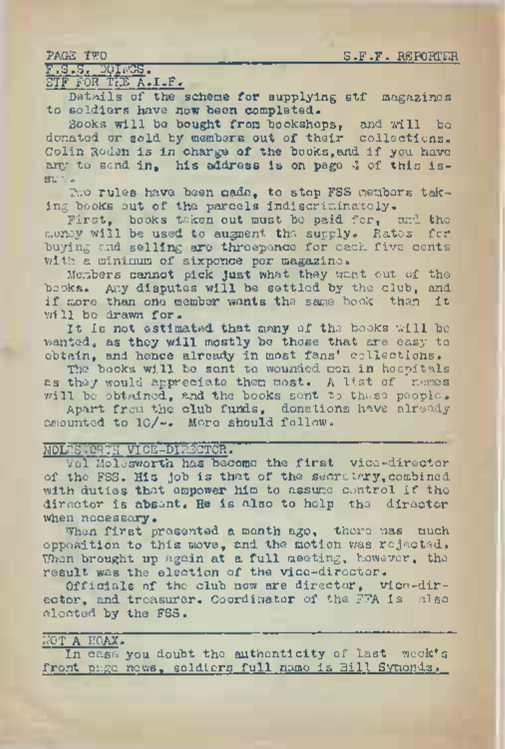## F.S.S. DOINGS.

### STF FOR THE A.I.F.

Details of the scheme for supplying stf magazines to soldiers have now been completed.

Books will be bought from bookshops, and will be donated or sold by members out of their collections. Colin Roden is in charge of the books, and if you have any to send in, his address is on page 4 of this issue.

Two rules have been made, to stop FSS members taking books out of the parcels indiscriminately.

First, books taken out must be paid for, and the money will be used to augment the supply. Rates for buying and selling are threepence for each five cents with a minimum of sixpence per magazine.

Members cannot pick just what they want out of the books. Any disputes will be settled by the club, and if more than one member wants the same book then it will be drawn for.

It is not estimated that many of the books will be wanted, as they will mostly be those that are easy to obtain, and hence already in most fans' collections.

The books will be sent to wounded men in hospitals as they would appreciate them most. A list of names will be obtained, and the books sent to these people.

Apart from the club funds, donations have already amounted to 10/-. More should follow.

### MOLESWORTH VICE-DIRECTOR.

Vol Molesworth has become the first vice-director of the FSS. His job is that of the secretary, combined with duties that empower him to assume control if the director is absent. He is also to help the director when necessary.

When first presented a month ago, there was much opposition to this move, and the motion was rejected. When brought up again at a full meeting, however, the result was the election of the vice-director.

Officials of the club now are director, vice-director, and treasurer. Coordinator of the FFA is also elected by the FSS.

### NOT A HOAX.

In case you doubt the authenticity of last week's front page news, soldiers full name is Bill Symonds,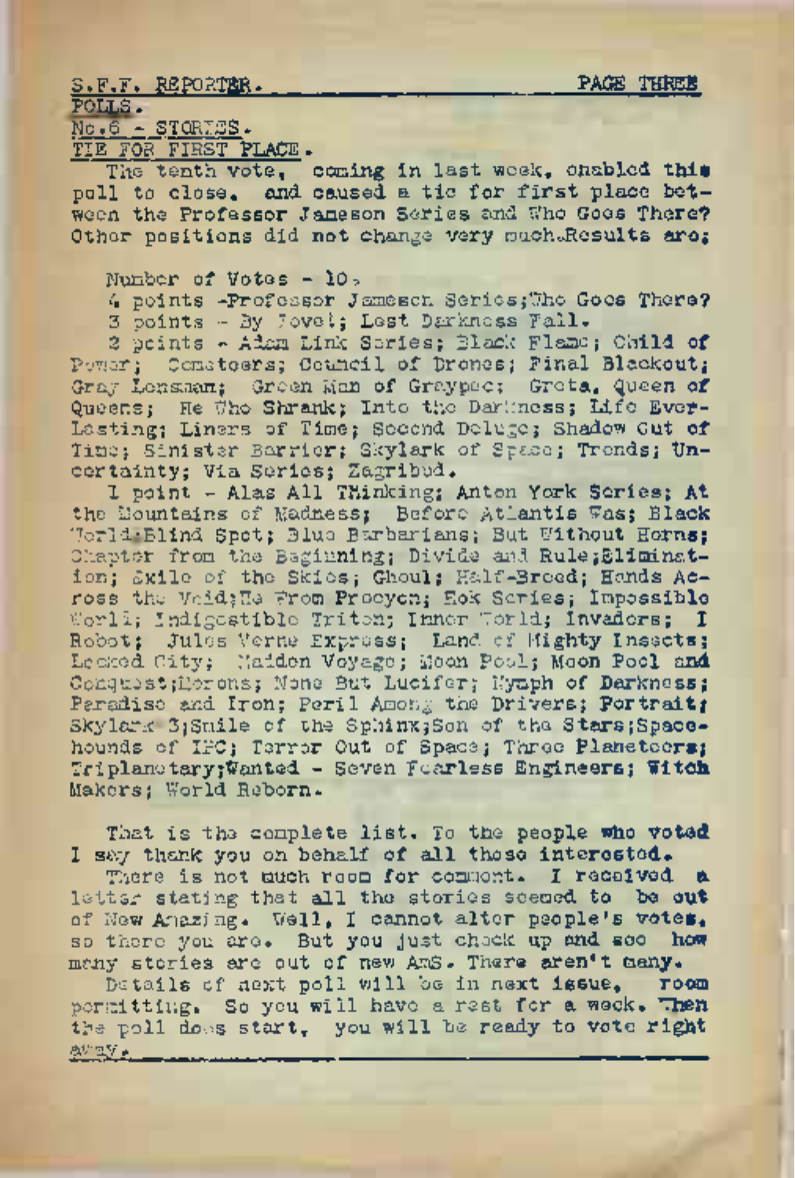## POLLS.

### No.6 - STORIES.

### TIE FOR FIRST PLACE.

The tenth vote, coming in last week, enabled this poll to close, and caused a tie for first place between the Professor Jameson Series and Who Goes There? Other positions did not change very much. Results are;

Number of Votes - 10.

4 points -Professor Jameson Series;Who Goes There?

3 points - By Jove!; Lest Darkness Fall.

2 points - Adam Link Series; Black Flame; Child of Power; Comstoers; Council of Drones; Final Blackout; Gray Lensman; Green Man of Graypec; Greta, Queen of Queens; He Who Shrank; Into the Darkness; Life Ever-Lasting; Liners of Time; Second Deluge; Shadow Out of Time; Sinister Barrier; Skylark of Space; Trends; Uncertainty; Via Series; Zagribud.

1 point - Alas All Thinking; Anton York Series; At the Mountains of Madness; Before Atlantis Was; Black World;Blind Spot; Blue Barbarians; But Without Horns; Chapter from the Beginning; Divide and Rule;Elimination; Exile of the Skies; Ghoul; Half-Breed; Hands Across the Void;He From Procyon; Hok Series; Impossible World; Indigestible Triton; Inner World; Invaders; I Robot; Jules Verne Express; Land of Mighty Insects; Locked City; Maiden Voyage; Moon Pool; Moon Pool and Conquest;Morons; None But Lucifer; Nymph of Darkness; Paradise and Iron; Peril Among the Drivers; Portrait; Skylark 3;Smile of the Sphinx;Son of the Stars;Spacehounds of IPC; Terror Out of Space; Three Planeteers; Triplanetary;Wanted - Seven Fearless Engineers; Witch Makers; World Reborn.

That is the complete list. To the people who voted I say thank you on behalf of all those interested.

There is not much room for comment. I received a letter stating that all the stories seemed to be out of New Amazing. Well, I cannot alter people's votes, so there you are. But you just check up and see how many stories are out of new AmS. There aren't many.

Details of next poll will be in next issue, room permitting. So you will have a rest for a week. When the poll does start, you will be ready to vote right away.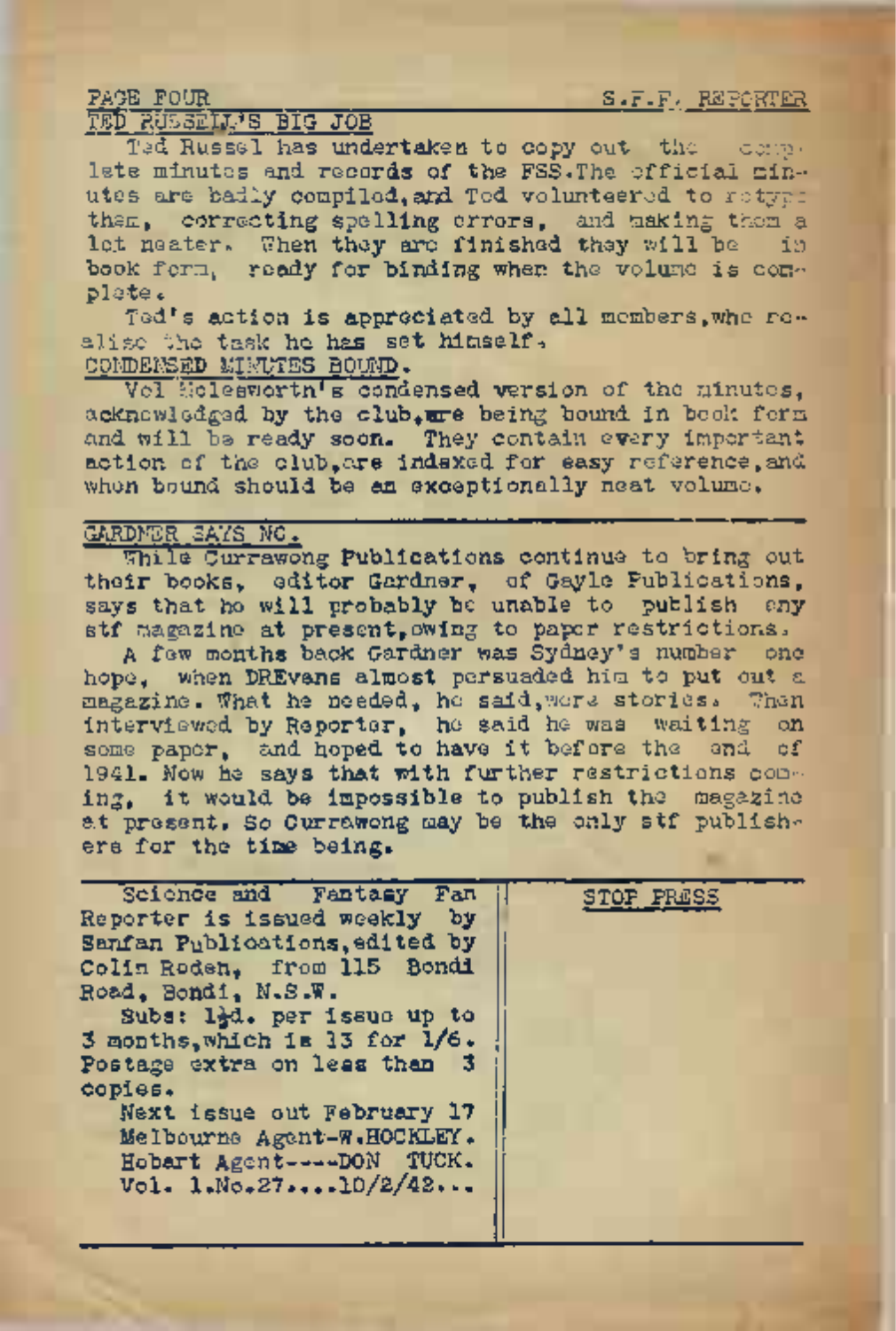## TED RUSSEL'S BIG JOB

Ted Russel has undertaken to copy out the complete minutes and records of the FSS.The official minutes are badly compiled,and Ted volunteered to retype them, correcting spelling errors, and making them a lot neater. When they are finished they will be in book form, ready for binding when the volume is complete.

Ted's action is appreciated by all members,who realise the task he has set himself.

## CONDENSED MINUTES BOUND.

Vol Molesworth's condensed version of the minutes, acknowledged by the club,are being bound in book form and will be ready soon. They contain every important action of the club,are indexed for easy reference,and when bound should be an exceptionally neat volume.

---

## GARDNER SAYS NO.

While Currawong Publications continue to bring out their books, editor Gardner, of Gayle Publications, says that he will probably be unable to publish any stf magazine at present,owing to paper restrictions.

A few months back Gardner was Sydney's number one hope, when DREvans almost persuaded him to put out a magazine. What he needed, he said,were stories. When interviewed by Reporter, he said he was waiting on some paper, and hoped to have it before the end of 1941. Now he says that with further restrictions coming, it would be impossible to publish the magazine at present. So Currawong may be the only stf publishers for the time being.

---

Science and Fantasy Fan Reporter is issued weekly by Sanfan Publications,edited by Colin Roden, from 115 Bondi Road, Bondi, N.S.W.

Subs: 1½d. per issue up to 3 months,which is 13 for 1/6. Postage extra on less than 3 copies.

Next issue out February 17

Melbourne Agent-W.HOCKLEY.

Hobart Agent----DON TUCK.

Vol. 1.No.27....10/2/42...

## STOP PRESS